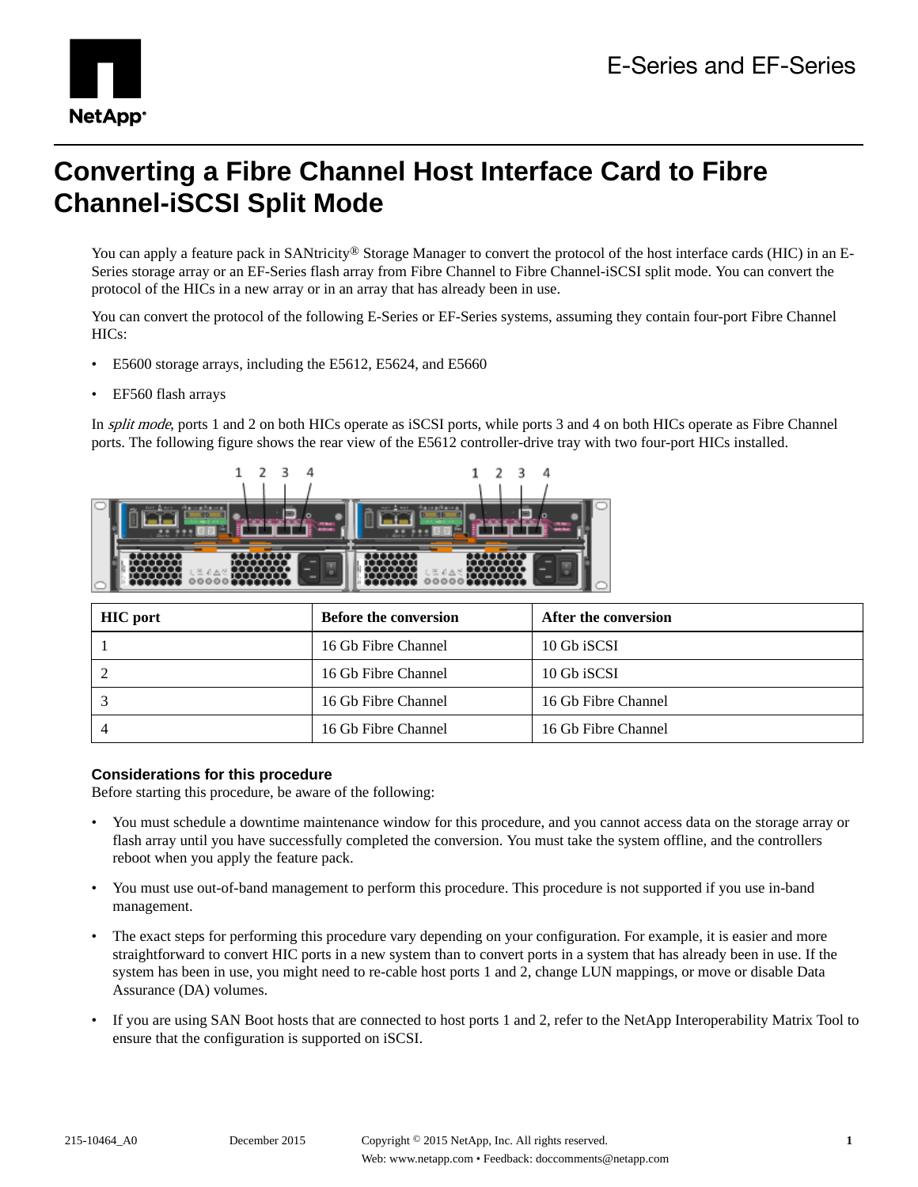# Converting a Fibre Channel Host Interface Card to Fibre Channel-iSCSI Split Mode

You can apply a feature pack in SANtricity® Storage Manager to convert the protocol of the host interface cards (HIC) in an E-Series storage array or an EF-Series flash array from Fibre Channel to Fibre Channel-iSCSI split mode. You can convert the protocol of the HICs in a new array or in an array that has already been in use.

You can convert the protocol of the following E-Series or EF-Series systems, assuming they contain four-port Fibre Channel HICs:

- E5600 storage arrays, including the E5612, E5624, and E5660
- EF560 flash arrays

In *split mode*, ports 1 and 2 on both HICs operate as iSCSI ports, while ports 3 and 4 on both HICs operate as Fibre Channel ports. The following figure shows the rear view of the E5612 controller-drive tray with two four-port HICs installed.

| HIC port | Before the conversion | After the conversion |
|---|---|---|
| 1 | 16 Gb Fibre Channel | 10 Gb iSCSI |
| 2 | 16 Gb Fibre Channel | 10 Gb iSCSI |
| 3 | 16 Gb Fibre Channel | 16 Gb Fibre Channel |
| 4 | 16 Gb Fibre Channel | 16 Gb Fibre Channel |

### Considerations for this procedure

Before starting this procedure, be aware of the following:

- You must schedule a downtime maintenance window for this procedure, and you cannot access data on the storage array or flash array until you have successfully completed the conversion. You must take the system offline, and the controllers reboot when you apply the feature pack.
- You must use out-of-band management to perform this procedure. This procedure is not supported if you use in-band management.
- The exact steps for performing this procedure vary depending on your configuration. For example, it is easier and more straightforward to convert HIC ports in a new system than to convert ports in a system that has already been in use. If the system has been in use, you might need to re-cable host ports 1 and 2, change LUN mappings, or move or disable Data Assurance (DA) volumes.
- If you are using SAN Boot hosts that are connected to host ports 1 and 2, refer to the NetApp Interoperability Matrix Tool to ensure that the configuration is supported on iSCSI.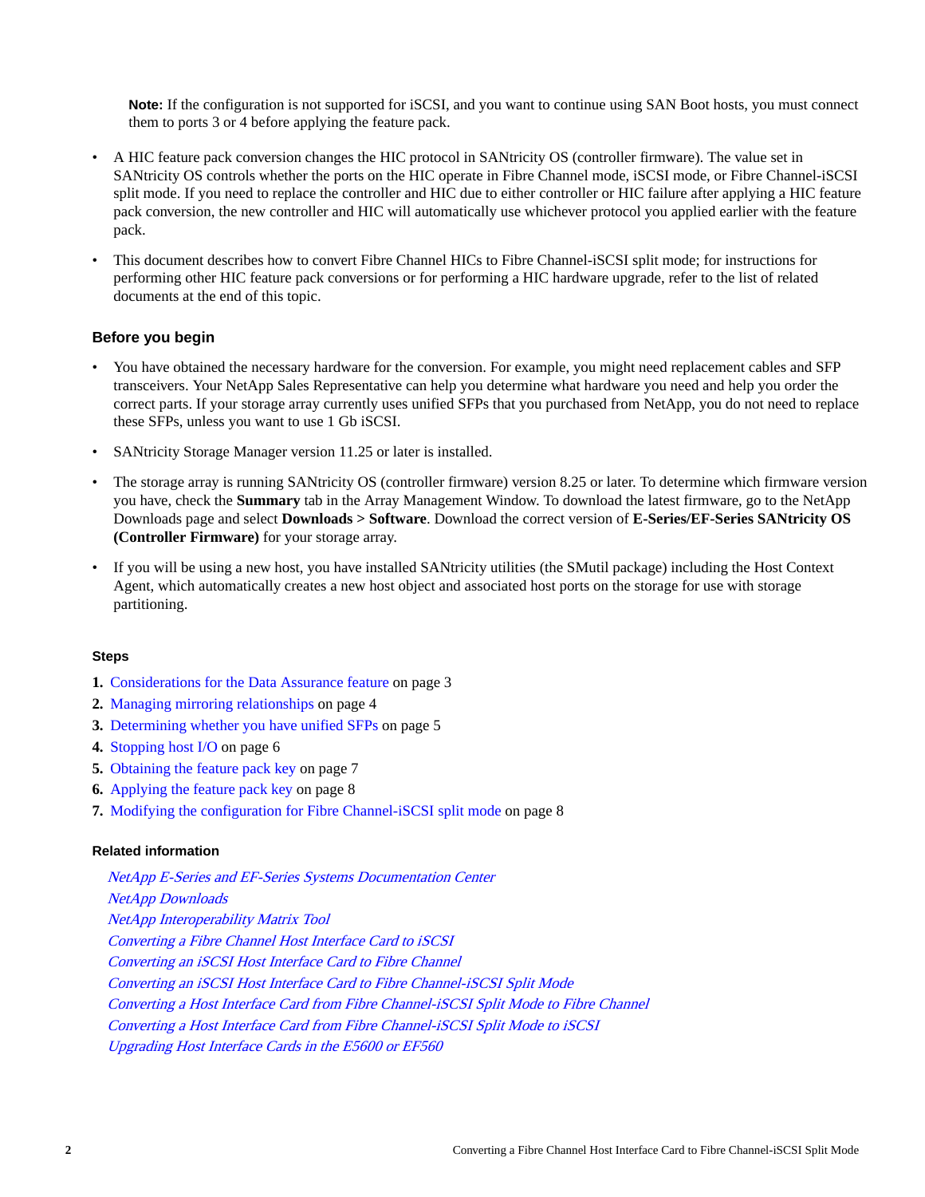**Note:** If the configuration is not supported for iSCSI, and you want to continue using SAN Boot hosts, you must connect them to ports 3 or 4 before applying the feature pack.

- A HIC feature pack conversion changes the HIC protocol in SANtricity OS (controller firmware). The value set in SANtricity OS controls whether the ports on the HIC operate in Fibre Channel mode, iSCSI mode, or Fibre Channel-iSCSI split mode. If you need to replace the controller and HIC due to either controller or HIC failure after applying a HIC feature pack conversion, the new controller and HIC will automatically use whichever protocol you applied earlier with the feature pack.
- This document describes how to convert Fibre Channel HICs to Fibre Channel-iSCSI split mode; for instructions for performing other HIC feature pack conversions or for performing a HIC hardware upgrade, refer to the list of related documents at the end of this topic.

### Before you begin

- You have obtained the necessary hardware for the conversion. For example, you might need replacement cables and SFP transceivers. Your NetApp Sales Representative can help you determine what hardware you need and help you order the correct parts. If your storage array currently uses unified SFPs that you purchased from NetApp, you do not need to replace these SFPs, unless you want to use 1 Gb iSCSI.
- SANtricity Storage Manager version 11.25 or later is installed.
- The storage array is running SANtricity OS (controller firmware) version 8.25 or later. To determine which firmware version you have, check the **Summary** tab in the Array Management Window. To download the latest firmware, go to the NetApp Downloads page and select **Downloads > Software**. Download the correct version of **E-Series/EF-Series SANtricity OS (Controller Firmware)** for your storage array.
- If you will be using a new host, you have installed SANtricity utilities (the SMutil package) including the Host Context Agent, which automatically creates a new host object and associated host ports on the storage for use with storage partitioning.

### Steps

1. Considerations for the Data Assurance feature on page 3
2. Managing mirroring relationships on page 4
3. Determining whether you have unified SFPs on page 5
4. Stopping host I/O on page 6
5. Obtaining the feature pack key on page 7
6. Applying the feature pack key on page 8
7. Modifying the configuration for Fibre Channel-iSCSI split mode on page 8

### Related information

*NetApp E-Series and EF-Series Systems Documentation Center*
*NetApp Downloads*
*NetApp Interoperability Matrix Tool*
*Converting a Fibre Channel Host Interface Card to iSCSI*
*Converting an iSCSI Host Interface Card to Fibre Channel*
*Converting an iSCSI Host Interface Card to Fibre Channel-iSCSI Split Mode*
*Converting a Host Interface Card from Fibre Channel-iSCSI Split Mode to Fibre Channel*
*Converting a Host Interface Card from Fibre Channel-iSCSI Split Mode to iSCSI*
*Upgrading Host Interface Cards in the E5600 or EF560*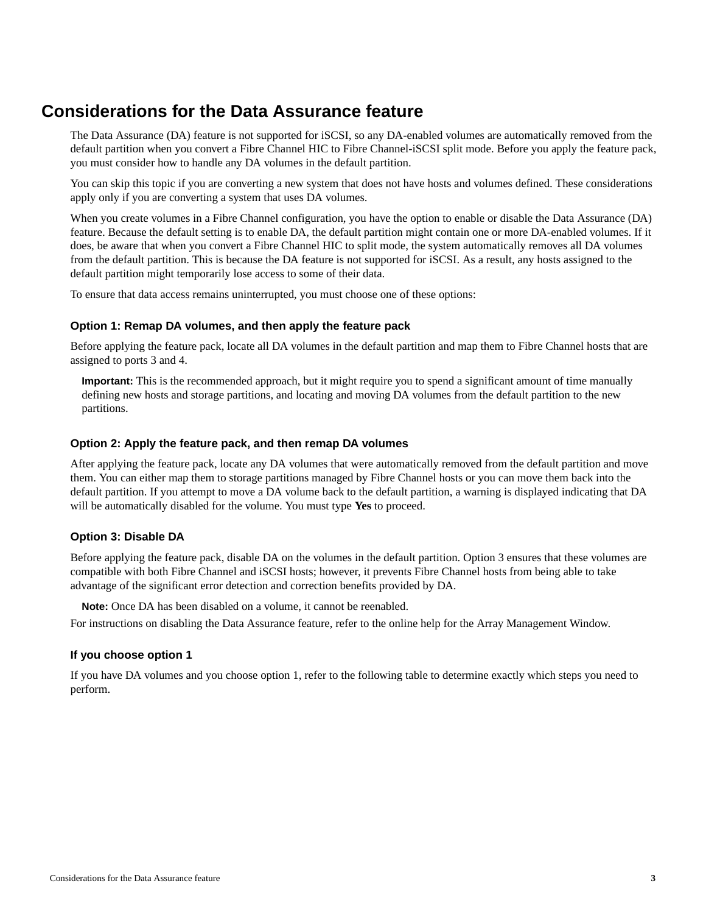# Considerations for the Data Assurance feature

The Data Assurance (DA) feature is not supported for iSCSI, so any DA-enabled volumes are automatically removed from the default partition when you convert a Fibre Channel HIC to Fibre Channel-iSCSI split mode. Before you apply the feature pack, you must consider how to handle any DA volumes in the default partition.

You can skip this topic if you are converting a new system that does not have hosts and volumes defined. These considerations apply only if you are converting a system that uses DA volumes.

When you create volumes in a Fibre Channel configuration, you have the option to enable or disable the Data Assurance (DA) feature. Because the default setting is to enable DA, the default partition might contain one or more DA-enabled volumes. If it does, be aware that when you convert a Fibre Channel HIC to split mode, the system automatically removes all DA volumes from the default partition. This is because the DA feature is not supported for iSCSI. As a result, any hosts assigned to the default partition might temporarily lose access to some of their data.

To ensure that data access remains uninterrupted, you must choose one of these options:

### Option 1: Remap DA volumes, and then apply the feature pack

Before applying the feature pack, locate all DA volumes in the default partition and map them to Fibre Channel hosts that are assigned to ports 3 and 4.

**Important:** This is the recommended approach, but it might require you to spend a significant amount of time manually defining new hosts and storage partitions, and locating and moving DA volumes from the default partition to the new partitions.

### Option 2: Apply the feature pack, and then remap DA volumes

After applying the feature pack, locate any DA volumes that were automatically removed from the default partition and move them. You can either map them to storage partitions managed by Fibre Channel hosts or you can move them back into the default partition. If you attempt to move a DA volume back to the default partition, a warning is displayed indicating that DA will be automatically disabled for the volume. You must type **Yes** to proceed.

### Option 3: Disable DA

Before applying the feature pack, disable DA on the volumes in the default partition. Option 3 ensures that these volumes are compatible with both Fibre Channel and iSCSI hosts; however, it prevents Fibre Channel hosts from being able to take advantage of the significant error detection and correction benefits provided by DA.

**Note:** Once DA has been disabled on a volume, it cannot be reenabled.

For instructions on disabling the Data Assurance feature, refer to the online help for the Array Management Window.

### If you choose option 1

If you have DA volumes and you choose option 1, refer to the following table to determine exactly which steps you need to perform.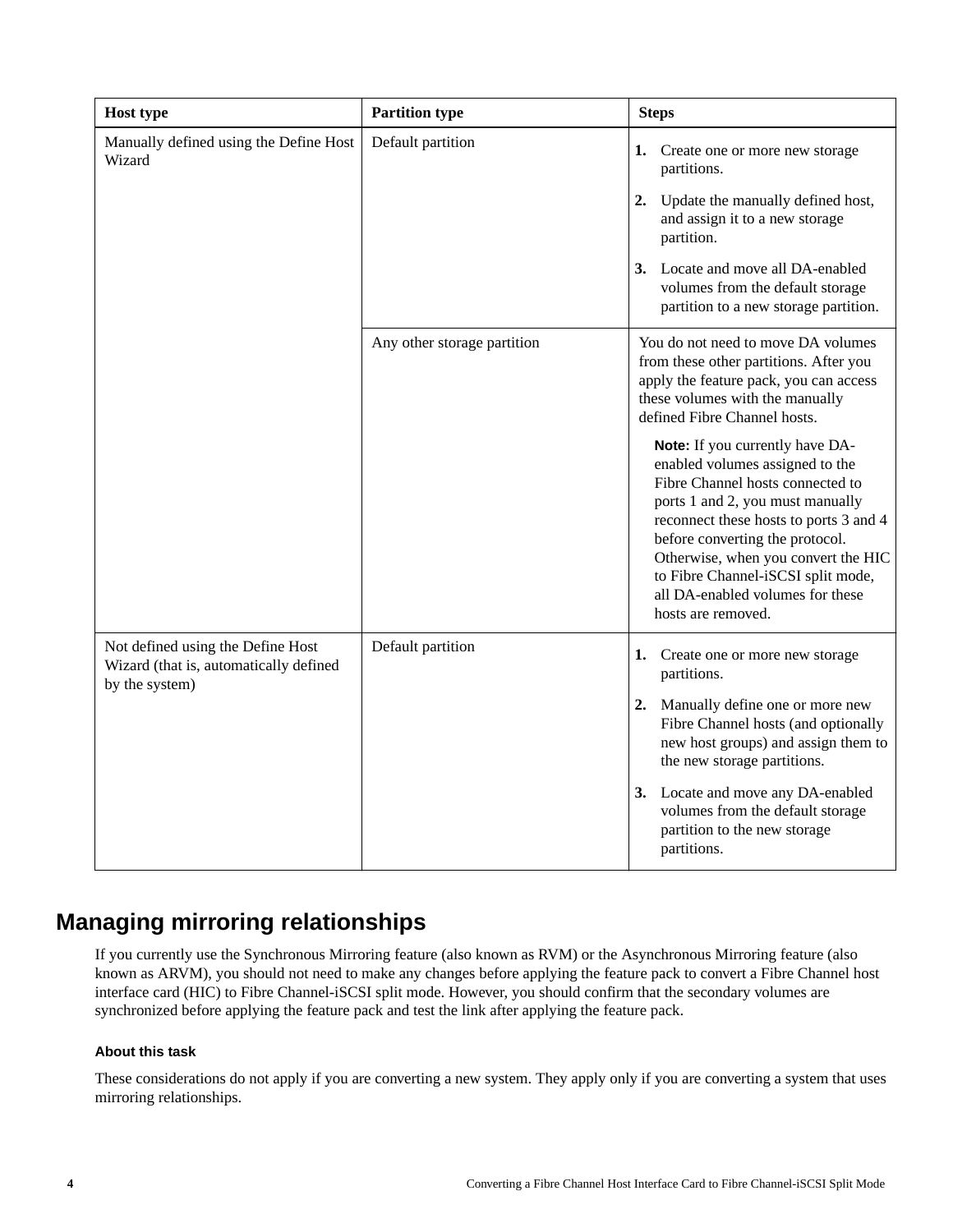| Host type | Partition type | Steps |
| --- | --- | --- |
| Manually defined using the Define Host Wizard | Default partition | **1.** Create one or more new storage partitions.<br>**2.** Update the manually defined host, and assign it to a new storage partition.<br>**3.** Locate and move all DA-enabled volumes from the default storage partition to a new storage partition. |
| | Any other storage partition | You do not need to move DA volumes from these other partitions. After you apply the feature pack, you can access these volumes with the manually defined Fibre Channel hosts.<br><br>**Note:** If you currently have DA-enabled volumes assigned to the Fibre Channel hosts connected to ports 1 and 2, you must manually reconnect these hosts to ports 3 and 4 before converting the protocol. Otherwise, when you convert the HIC to Fibre Channel-iSCSI split mode, all DA-enabled volumes for these hosts are removed. |
| Not defined using the Define Host Wizard (that is, automatically defined by the system) | Default partition | **1.** Create one or more new storage partitions.<br>**2.** Manually define one or more new Fibre Channel hosts (and optionally new host groups) and assign them to the new storage partitions.<br>**3.** Locate and move any DA-enabled volumes from the default storage partition to the new storage partitions. |

## Managing mirroring relationships

If you currently use the Synchronous Mirroring feature (also known as RVM) or the Asynchronous Mirroring feature (also known as ARVM), you should not need to make any changes before applying the feature pack to convert a Fibre Channel host interface card (HIC) to Fibre Channel-iSCSI split mode. However, you should confirm that the secondary volumes are synchronized before applying the feature pack and test the link after applying the feature pack.

#### About this task

These considerations do not apply if you are converting a new system. They apply only if you are converting a system that uses mirroring relationships.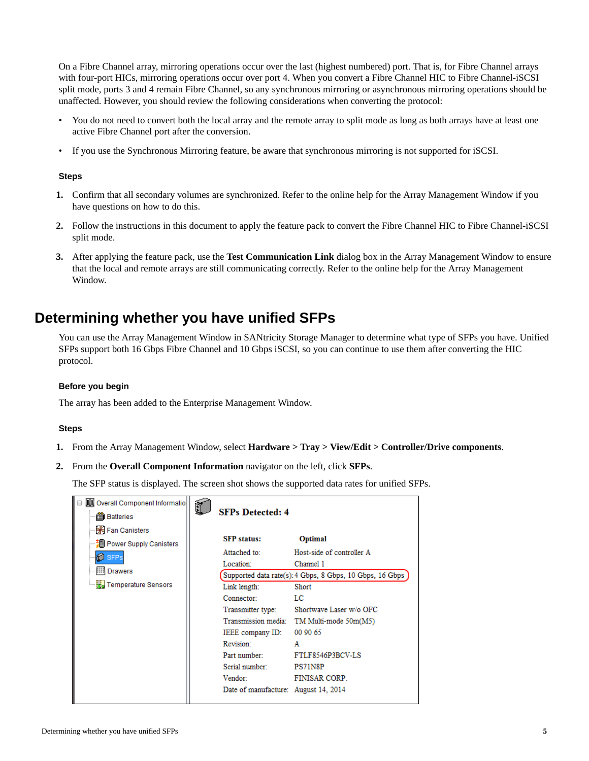On a Fibre Channel array, mirroring operations occur over the last (highest numbered) port. That is, for Fibre Channel arrays with four-port HICs, mirroring operations occur over port 4. When you convert a Fibre Channel HIC to Fibre Channel-iSCSI split mode, ports 3 and 4 remain Fibre Channel, so any synchronous mirroring or asynchronous mirroring operations should be unaffected. However, you should review the following considerations when converting the protocol:

- You do not need to convert both the local array and the remote array to split mode as long as both arrays have at least one active Fibre Channel port after the conversion.
- If you use the Synchronous Mirroring feature, be aware that synchronous mirroring is not supported for iSCSI.

#### Steps

1. Confirm that all secondary volumes are synchronized. Refer to the online help for the Array Management Window if you have questions on how to do this.
2. Follow the instructions in this document to apply the feature pack to convert the Fibre Channel HIC to Fibre Channel-iSCSI split mode.
3. After applying the feature pack, use the **Test Communication Link** dialog box in the Array Management Window to ensure that the local and remote arrays are still communicating correctly. Refer to the online help for the Array Management Window.

## Determining whether you have unified SFPs

You can use the Array Management Window in SANtricity Storage Manager to determine what type of SFPs you have. Unified SFPs support both 16 Gbps Fibre Channel and 10 Gbps iSCSI, so you can continue to use them after converting the HIC protocol.

#### Before you begin

The array has been added to the Enterprise Management Window.

#### Steps

1. From the Array Management Window, select **Hardware > Tray > View/Edit > Controller/Drive components**.
2. From the **Overall Component Information** navigator on the left, click **SFPs**.

   The SFP status is displayed. The screen shot shows the supported data rates for unified SFPs.

   - Overall Component Informatio
     - Batteries
     - Fan Canisters
     - Power Supply Canisters
     - SFPs
     - Drawers
     - Temperature Sensors

   **SFPs Detected: 4**

   | | |
   |---|---|
   | **SFP status:** | **Optimal** |
   | Attached to: | Host-side of controller A |
   | Location: | Channel 1 |
   | Supported data rate(s): | 4 Gbps, 8 Gbps, 10 Gbps, 16 Gbps |
   | Link length: | Short |
   | Connector: | LC |
   | Transmitter type: | Shortwave Laser w/o OFC |
   | Transmission media: | TM Multi-mode 50m(M5) |
   | IEEE company ID: | 00 90 65 |
   | Revision: | A |
   | Part number: | FTLF8546P3BCV-LS |
   | Serial number: | PS71N8P |
   | Vendor: | FINISAR CORP. |
   | Date of manufacture: | August 14, 2014 |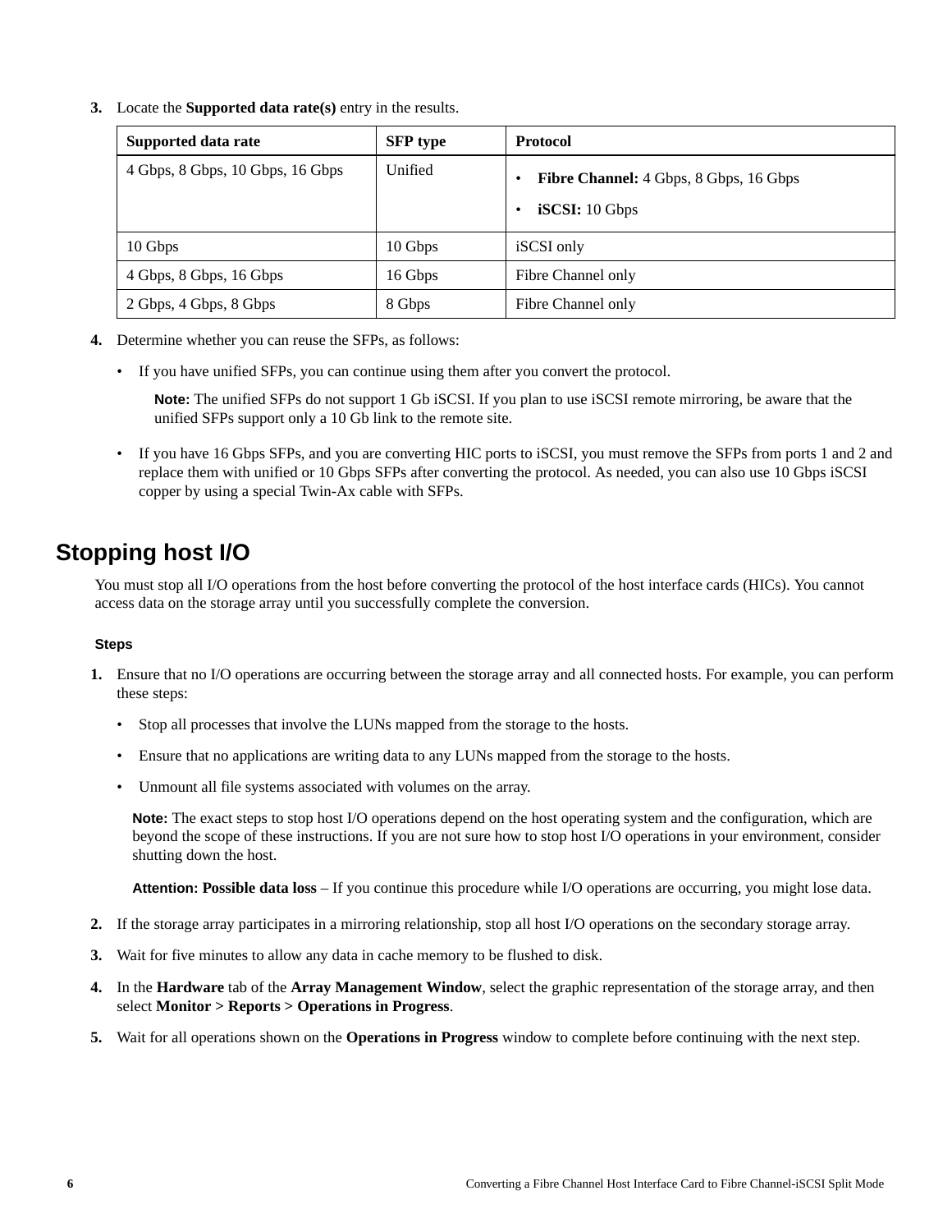3. Locate the **Supported data rate(s)** entry in the results.

| Supported data rate | SFP type | Protocol |
|---|---|---|
| 4 Gbps, 8 Gbps, 10 Gbps, 16 Gbps | Unified | • **Fibre Channel:** 4 Gbps, 8 Gbps, 16 Gbps<br>• **iSCSI:** 10 Gbps |
| 10 Gbps | 10 Gbps | iSCSI only |
| 4 Gbps, 8 Gbps, 16 Gbps | 16 Gbps | Fibre Channel only |
| 2 Gbps, 4 Gbps, 8 Gbps | 8 Gbps | Fibre Channel only |

4. Determine whether you can reuse the SFPs, as follows:
   - If you have unified SFPs, you can continue using them after you convert the protocol.

     **Note:** The unified SFPs do not support 1 Gb iSCSI. If you plan to use iSCSI remote mirroring, be aware that the unified SFPs support only a 10 Gb link to the remote site.

   - If you have 16 Gbps SFPs, and you are converting HIC ports to iSCSI, you must remove the SFPs from ports 1 and 2 and replace them with unified or 10 Gbps SFPs after converting the protocol. As needed, you can also use 10 Gbps iSCSI copper by using a special Twin-Ax cable with SFPs.

## Stopping host I/O

You must stop all I/O operations from the host before converting the protocol of the host interface cards (HICs). You cannot access data on the storage array until you successfully complete the conversion.

### Steps

1. Ensure that no I/O operations are occurring between the storage array and all connected hosts. For example, you can perform these steps:
   - Stop all processes that involve the LUNs mapped from the storage to the hosts.
   - Ensure that no applications are writing data to any LUNs mapped from the storage to the hosts.
   - Unmount all file systems associated with volumes on the array.

   **Note:** The exact steps to stop host I/O operations depend on the host operating system and the configuration, which are beyond the scope of these instructions. If you are not sure how to stop host I/O operations in your environment, consider shutting down the host.

   **Attention: Possible data loss** – If you continue this procedure while I/O operations are occurring, you might lose data.

2. If the storage array participates in a mirroring relationship, stop all host I/O operations on the secondary storage array.
3. Wait for five minutes to allow any data in cache memory to be flushed to disk.
4. In the **Hardware** tab of the **Array Management Window**, select the graphic representation of the storage array, and then select **Monitor > Reports > Operations in Progress**.
5. Wait for all operations shown on the **Operations in Progress** window to complete before continuing with the next step.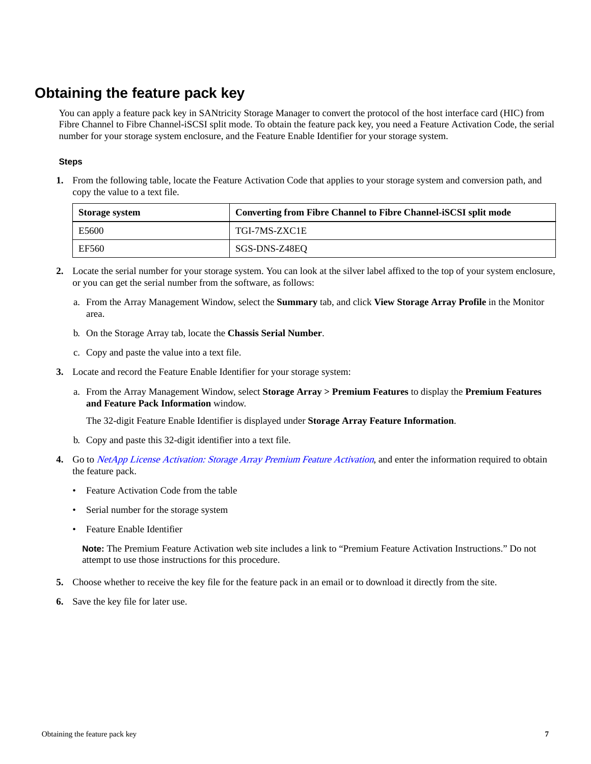# Obtaining the feature pack key

You can apply a feature pack key in SANtricity Storage Manager to convert the protocol of the host interface card (HIC) from Fibre Channel to Fibre Channel-iSCSI split mode. To obtain the feature pack key, you need a Feature Activation Code, the serial number for your storage system enclosure, and the Feature Enable Identifier for your storage system.

### Steps

1. From the following table, locate the Feature Activation Code that applies to your storage system and conversion path, and copy the value to a text file.

| Storage system | Converting from Fibre Channel to Fibre Channel-iSCSI split mode |
|---|---|
| E5600 | TGI-7MS-ZXC1E |
| EF560 | SGS-DNS-Z48EQ |

2. Locate the serial number for your storage system. You can look at the silver label affixed to the top of your system enclosure, or you can get the serial number from the software, as follows:
   a. From the Array Management Window, select the **Summary** tab, and click **View Storage Array Profile** in the Monitor area.
   b. On the Storage Array tab, locate the **Chassis Serial Number**.
   c. Copy and paste the value into a text file.
3. Locate and record the Feature Enable Identifier for your storage system:
   a. From the Array Management Window, select **Storage Array > Premium Features** to display the **Premium Features and Feature Pack Information** window.

      The 32-digit Feature Enable Identifier is displayed under **Storage Array Feature Information**.
   b. Copy and paste this 32-digit identifier into a text file.
4. Go to *NetApp License Activation: Storage Array Premium Feature Activation*, and enter the information required to obtain the feature pack.
   - Feature Activation Code from the table
   - Serial number for the storage system
   - Feature Enable Identifier

   **Note:** The Premium Feature Activation web site includes a link to "Premium Feature Activation Instructions." Do not attempt to use those instructions for this procedure.
5. Choose whether to receive the key file for the feature pack in an email or to download it directly from the site.
6. Save the key file for later use.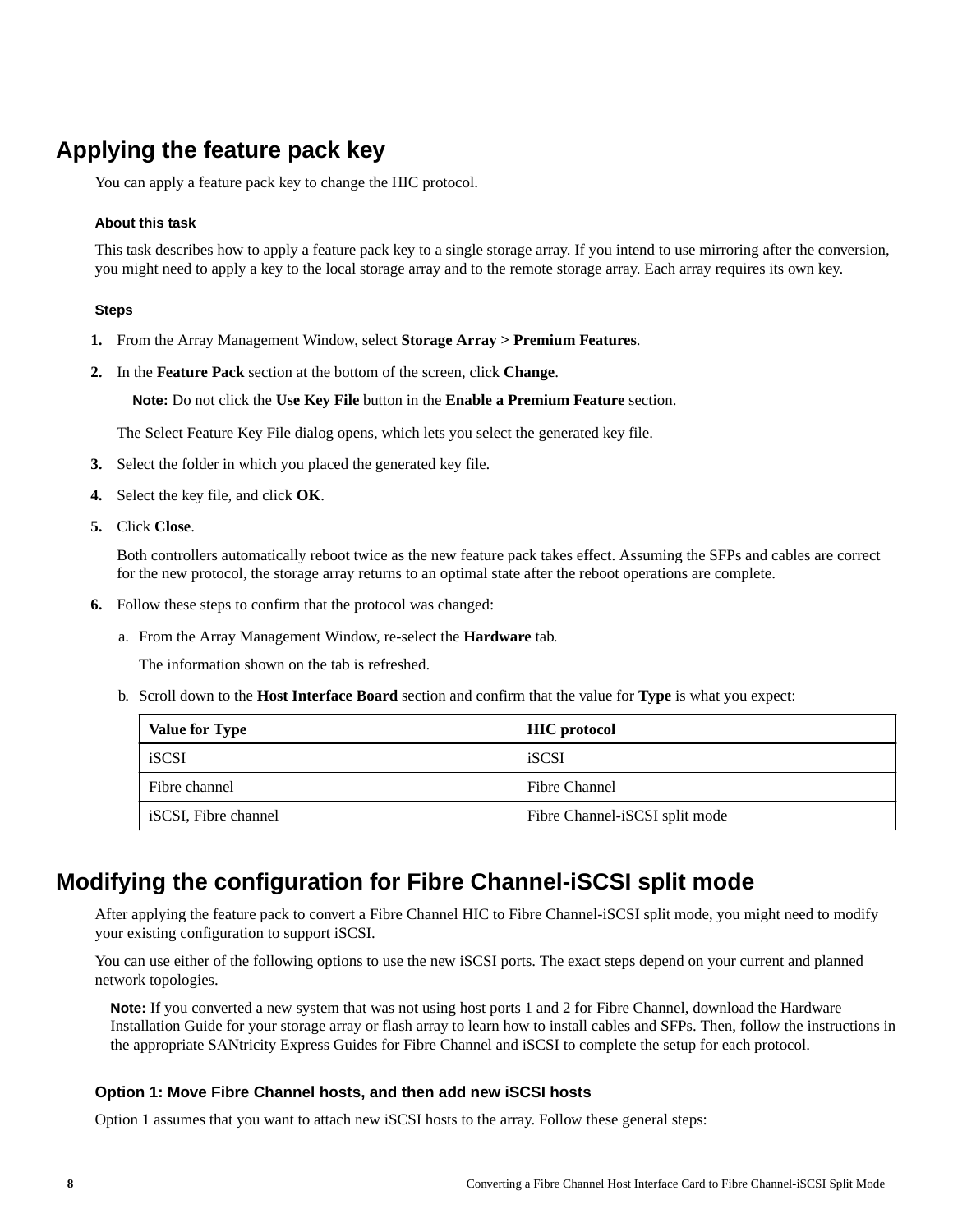## Applying the feature pack key

You can apply a feature pack key to change the HIC protocol.

#### About this task

This task describes how to apply a feature pack key to a single storage array. If you intend to use mirroring after the conversion, you might need to apply a key to the local storage array and to the remote storage array. Each array requires its own key.

#### Steps

1. From the Array Management Window, select **Storage Array > Premium Features**.
2. In the **Feature Pack** section at the bottom of the screen, click **Change**.

   **Note:** Do not click the **Use Key File** button in the **Enable a Premium Feature** section.

   The Select Feature Key File dialog opens, which lets you select the generated key file.
3. Select the folder in which you placed the generated key file.
4. Select the key file, and click **OK**.
5. Click **Close**.

   Both controllers automatically reboot twice as the new feature pack takes effect. Assuming the SFPs and cables are correct for the new protocol, the storage array returns to an optimal state after the reboot operations are complete.
6. Follow these steps to confirm that the protocol was changed:
   a. From the Array Management Window, re-select the **Hardware** tab.

      The information shown on the tab is refreshed.
   b. Scroll down to the **Host Interface Board** section and confirm that the value for **Type** is what you expect:

| Value for Type | HIC protocol |
| --- | --- |
| iSCSI | iSCSI |
| Fibre channel | Fibre Channel |
| iSCSI, Fibre channel | Fibre Channel-iSCSI split mode |

## Modifying the configuration for Fibre Channel-iSCSI split mode

After applying the feature pack to convert a Fibre Channel HIC to Fibre Channel-iSCSI split mode, you might need to modify your existing configuration to support iSCSI.

You can use either of the following options to use the new iSCSI ports. The exact steps depend on your current and planned network topologies.

**Note:** If you converted a new system that was not using host ports 1 and 2 for Fibre Channel, download the Hardware Installation Guide for your storage array or flash array to learn how to install cables and SFPs. Then, follow the instructions in the appropriate SANtricity Express Guides for Fibre Channel and iSCSI to complete the setup for each protocol.

### Option 1: Move Fibre Channel hosts, and then add new iSCSI hosts

Option 1 assumes that you want to attach new iSCSI hosts to the array. Follow these general steps: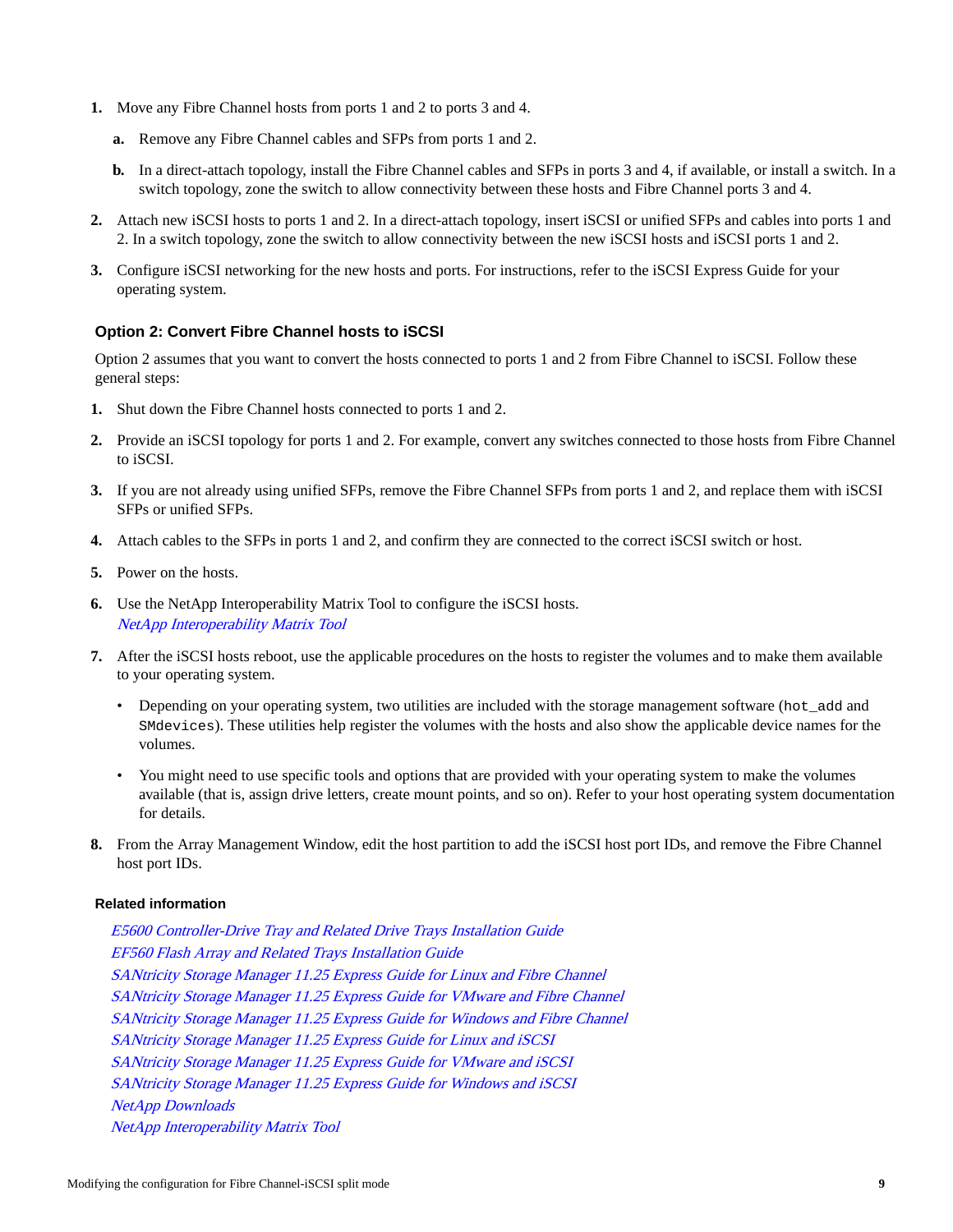1. Move any Fibre Channel hosts from ports 1 and 2 to ports 3 and 4.
   a. Remove any Fibre Channel cables and SFPs from ports 1 and 2.
   b. In a direct-attach topology, install the Fibre Channel cables and SFPs in ports 3 and 4, if available, or install a switch. In a switch topology, zone the switch to allow connectivity between these hosts and Fibre Channel ports 3 and 4.
2. Attach new iSCSI hosts to ports 1 and 2. In a direct-attach topology, insert iSCSI or unified SFPs and cables into ports 1 and 2. In a switch topology, zone the switch to allow connectivity between the new iSCSI hosts and iSCSI ports 1 and 2.
3. Configure iSCSI networking for the new hosts and ports. For instructions, refer to the iSCSI Express Guide for your operating system.

### Option 2: Convert Fibre Channel hosts to iSCSI

Option 2 assumes that you want to convert the hosts connected to ports 1 and 2 from Fibre Channel to iSCSI. Follow these general steps:

1. Shut down the Fibre Channel hosts connected to ports 1 and 2.
2. Provide an iSCSI topology for ports 1 and 2. For example, convert any switches connected to those hosts from Fibre Channel to iSCSI.
3. If you are not already using unified SFPs, remove the Fibre Channel SFPs from ports 1 and 2, and replace them with iSCSI SFPs or unified SFPs.
4. Attach cables to the SFPs in ports 1 and 2, and confirm they are connected to the correct iSCSI switch or host.
5. Power on the hosts.
6. Use the NetApp Interoperability Matrix Tool to configure the iSCSI hosts.
   *NetApp Interoperability Matrix Tool*
7. After the iSCSI hosts reboot, use the applicable procedures on the hosts to register the volumes and to make them available to your operating system.
   - Depending on your operating system, two utilities are included with the storage management software (`hot_add` and `SMdevices`). These utilities help register the volumes with the hosts and also show the applicable device names for the volumes.
   - You might need to use specific tools and options that are provided with your operating system to make the volumes available (that is, assign drive letters, create mount points, and so on). Refer to your host operating system documentation for details.
8. From the Array Management Window, edit the host partition to add the iSCSI host port IDs, and remove the Fibre Channel host port IDs.

#### Related information

*E5600 Controller-Drive Tray and Related Drive Trays Installation Guide*
*EF560 Flash Array and Related Trays Installation Guide*
*SANtricity Storage Manager 11.25 Express Guide for Linux and Fibre Channel*
*SANtricity Storage Manager 11.25 Express Guide for VMware and Fibre Channel*
*SANtricity Storage Manager 11.25 Express Guide for Windows and Fibre Channel*
*SANtricity Storage Manager 11.25 Express Guide for Linux and iSCSI*
*SANtricity Storage Manager 11.25 Express Guide for VMware and iSCSI*
*SANtricity Storage Manager 11.25 Express Guide for Windows and iSCSI*
*NetApp Downloads*
*NetApp Interoperability Matrix Tool*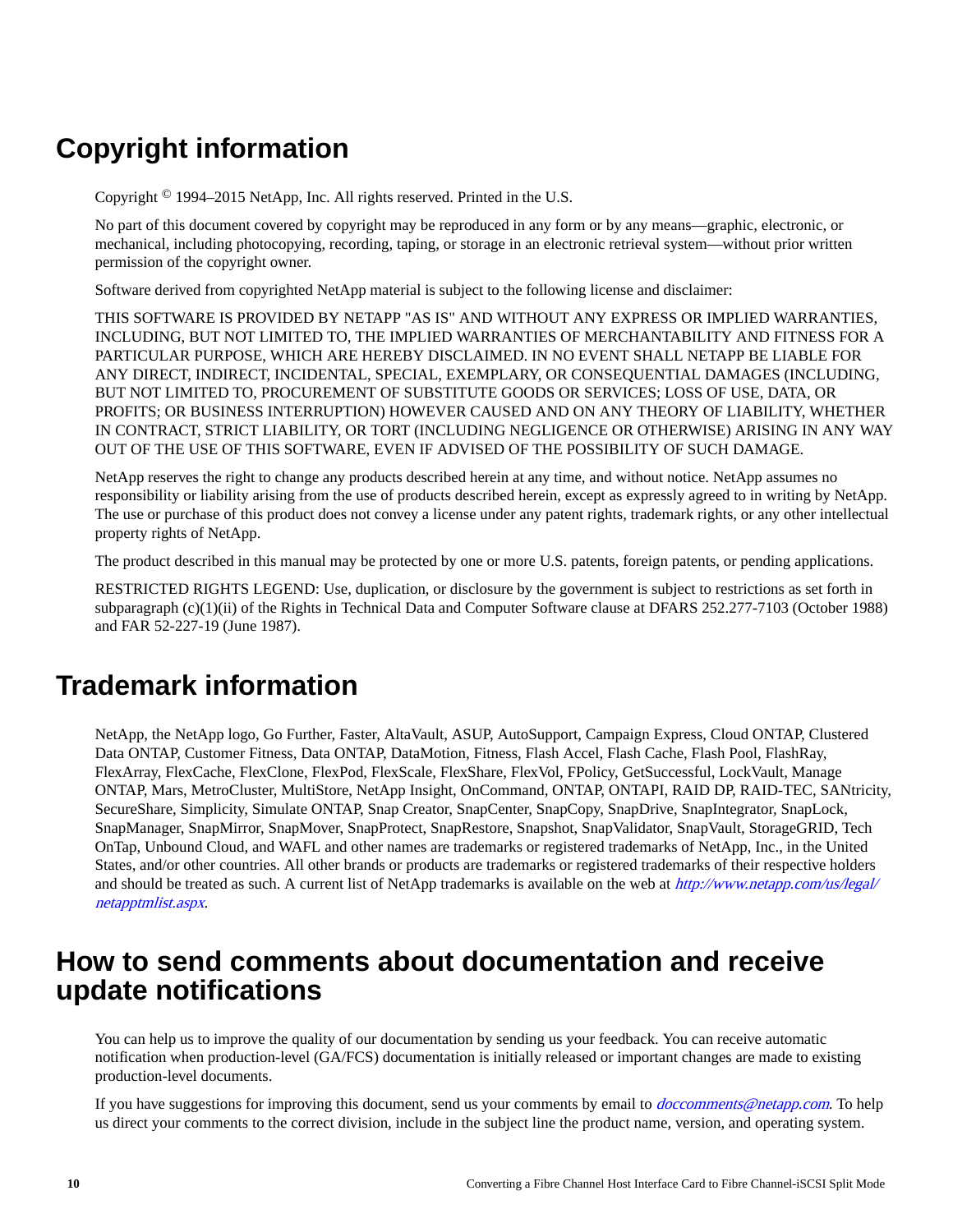# Copyright information

Copyright © 1994–2015 NetApp, Inc. All rights reserved. Printed in the U.S.

No part of this document covered by copyright may be reproduced in any form or by any means—graphic, electronic, or mechanical, including photocopying, recording, taping, or storage in an electronic retrieval system—without prior written permission of the copyright owner.

Software derived from copyrighted NetApp material is subject to the following license and disclaimer:

THIS SOFTWARE IS PROVIDED BY NETAPP "AS IS" AND WITHOUT ANY EXPRESS OR IMPLIED WARRANTIES, INCLUDING, BUT NOT LIMITED TO, THE IMPLIED WARRANTIES OF MERCHANTABILITY AND FITNESS FOR A PARTICULAR PURPOSE, WHICH ARE HEREBY DISCLAIMED. IN NO EVENT SHALL NETAPP BE LIABLE FOR ANY DIRECT, INDIRECT, INCIDENTAL, SPECIAL, EXEMPLARY, OR CONSEQUENTIAL DAMAGES (INCLUDING, BUT NOT LIMITED TO, PROCUREMENT OF SUBSTITUTE GOODS OR SERVICES; LOSS OF USE, DATA, OR PROFITS; OR BUSINESS INTERRUPTION) HOWEVER CAUSED AND ON ANY THEORY OF LIABILITY, WHETHER IN CONTRACT, STRICT LIABILITY, OR TORT (INCLUDING NEGLIGENCE OR OTHERWISE) ARISING IN ANY WAY OUT OF THE USE OF THIS SOFTWARE, EVEN IF ADVISED OF THE POSSIBILITY OF SUCH DAMAGE.

NetApp reserves the right to change any products described herein at any time, and without notice. NetApp assumes no responsibility or liability arising from the use of products described herein, except as expressly agreed to in writing by NetApp. The use or purchase of this product does not convey a license under any patent rights, trademark rights, or any other intellectual property rights of NetApp.

The product described in this manual may be protected by one or more U.S. patents, foreign patents, or pending applications.

RESTRICTED RIGHTS LEGEND: Use, duplication, or disclosure by the government is subject to restrictions as set forth in subparagraph (c)(1)(ii) of the Rights in Technical Data and Computer Software clause at DFARS 252.277-7103 (October 1988) and FAR 52-227-19 (June 1987).

# Trademark information

NetApp, the NetApp logo, Go Further, Faster, AltaVault, ASUP, AutoSupport, Campaign Express, Cloud ONTAP, Clustered Data ONTAP, Customer Fitness, Data ONTAP, DataMotion, Fitness, Flash Accel, Flash Cache, Flash Pool, FlashRay, FlexArray, FlexCache, FlexClone, FlexPod, FlexScale, FlexShare, FlexVol, FPolicy, GetSuccessful, LockVault, Manage ONTAP, Mars, MetroCluster, MultiStore, NetApp Insight, OnCommand, ONTAP, ONTAPI, RAID DP, RAID-TEC, SANtricity, SecureShare, Simplicity, Simulate ONTAP, Snap Creator, SnapCenter, SnapCopy, SnapDrive, SnapIntegrator, SnapLock, SnapManager, SnapMirror, SnapMover, SnapProtect, SnapRestore, Snapshot, SnapValidator, SnapVault, StorageGRID, Tech OnTap, Unbound Cloud, and WAFL and other names are trademarks or registered trademarks of NetApp, Inc., in the United States, and/or other countries. All other brands or products are trademarks or registered trademarks of their respective holders and should be treated as such. A current list of NetApp trademarks is available on the web at *http://www.netapp.com/us/legal/netapptmlist.aspx*.

# How to send comments about documentation and receive update notifications

You can help us to improve the quality of our documentation by sending us your feedback. You can receive automatic notification when production-level (GA/FCS) documentation is initially released or important changes are made to existing production-level documents.

If you have suggestions for improving this document, send us your comments by email to *doccomments@netapp.com*. To help us direct your comments to the correct division, include in the subject line the product name, version, and operating system.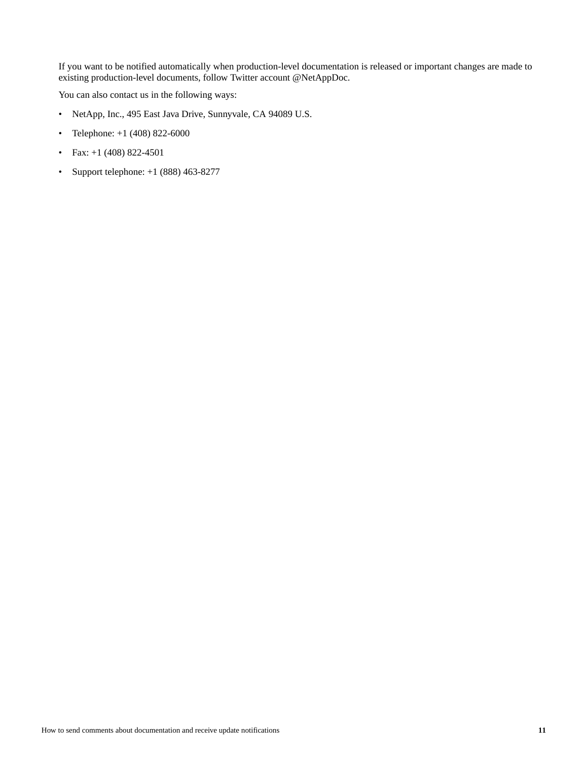If you want to be notified automatically when production-level documentation is released or important changes are made to existing production-level documents, follow Twitter account @NetAppDoc.

You can also contact us in the following ways:

- NetApp, Inc., 495 East Java Drive, Sunnyvale, CA 94089 U.S.
- Telephone: +1 (408) 822-6000
- Fax: +1 (408) 822-4501
- Support telephone: +1 (888) 463-8277